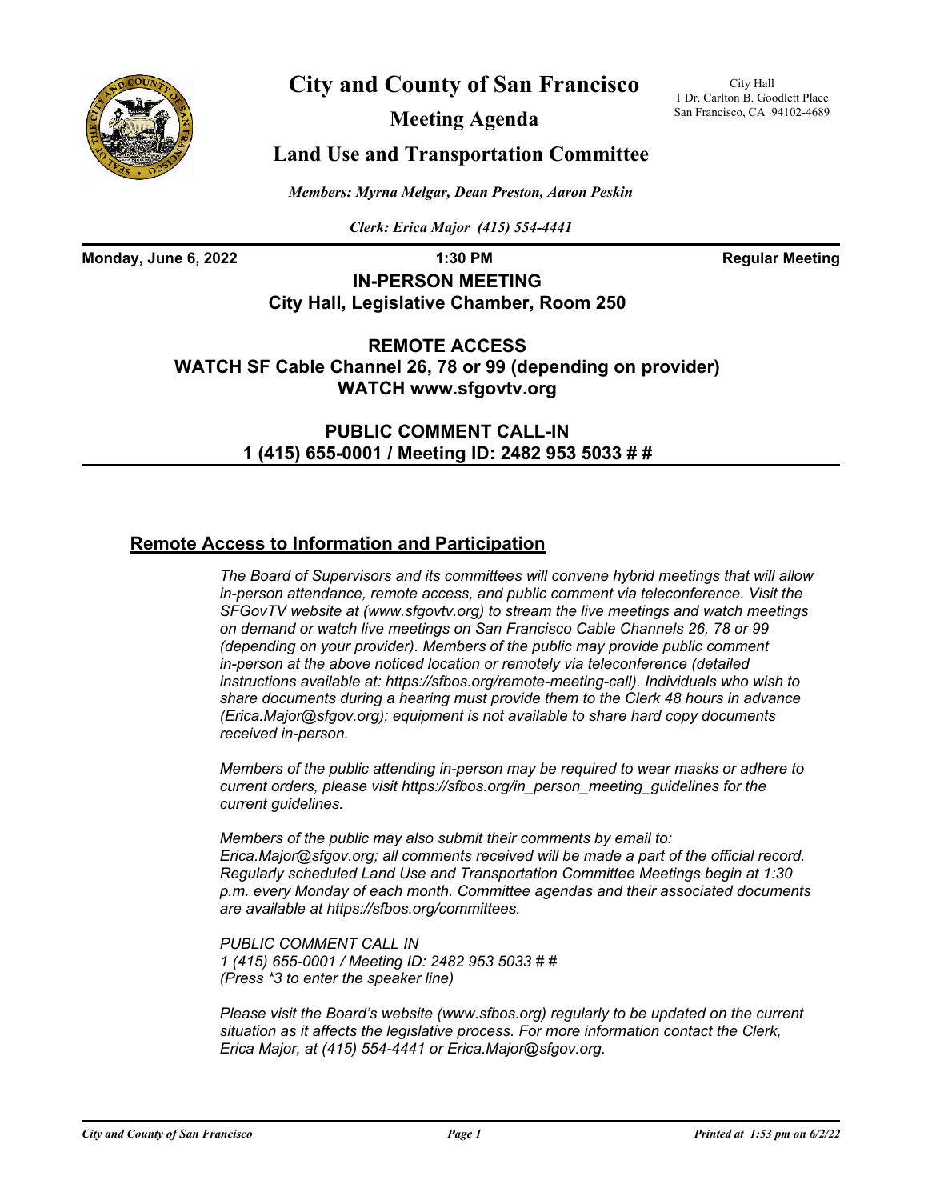# City and County of San Francisco

City Hall
1 Dr. Carlton B. Goodlett Place
San Francisco, CA 94102-4689

## Meeting Agenda

## Land Use and Transportation Committee

*Members: Myrna Melgar, Dean Preston, Aaron Peskin*

*Clerk: Erica Major (415) 554-4441*

**Monday, June 6, 2022** **1:30 PM** **Regular Meeting**

**IN-PERSON MEETING**
**City Hall, Legislative Chamber, Room 250**

**REMOTE ACCESS**
**WATCH SF Cable Channel 26, 78 or 99 (depending on provider)**
**WATCH www.sfgovtv.org**

**PUBLIC COMMENT CALL-IN**
**1 (415) 655-0001 / Meeting ID: 2482 953 5033 # #**

## Remote Access to Information and Participation

*The Board of Supervisors and its committees will convene hybrid meetings that will allow in-person attendance, remote access, and public comment via teleconference. Visit the SFGovTV website at (www.sfgovtv.org) to stream the live meetings and watch meetings on demand or watch live meetings on San Francisco Cable Channels 26, 78 or 99 (depending on your provider). Members of the public may provide public comment in-person at the above noticed location or remotely via teleconference (detailed instructions available at: https://sfbos.org/remote-meeting-call). Individuals who wish to share documents during a hearing must provide them to the Clerk 48 hours in advance (Erica.Major@sfgov.org); equipment is not available to share hard copy documents received in-person.*

*Members of the public attending in-person may be required to wear masks or adhere to current orders, please visit https://sfbos.org/in_person_meeting_guidelines for the current guidelines.*

*Members of the public may also submit their comments by email to: Erica.Major@sfgov.org; all comments received will be made a part of the official record. Regularly scheduled Land Use and Transportation Committee Meetings begin at 1:30 p.m. every Monday of each month. Committee agendas and their associated documents are available at https://sfbos.org/committees.*

*PUBLIC COMMENT CALL IN*
*1 (415) 655-0001 / Meeting ID: 2482 953 5033 # #*
*(Press *3 to enter the speaker line)*

*Please visit the Board's website (www.sfbos.org) regularly to be updated on the current situation as it affects the legislative process. For more information contact the Clerk, Erica Major, at (415) 554-4441 or Erica.Major@sfgov.org.*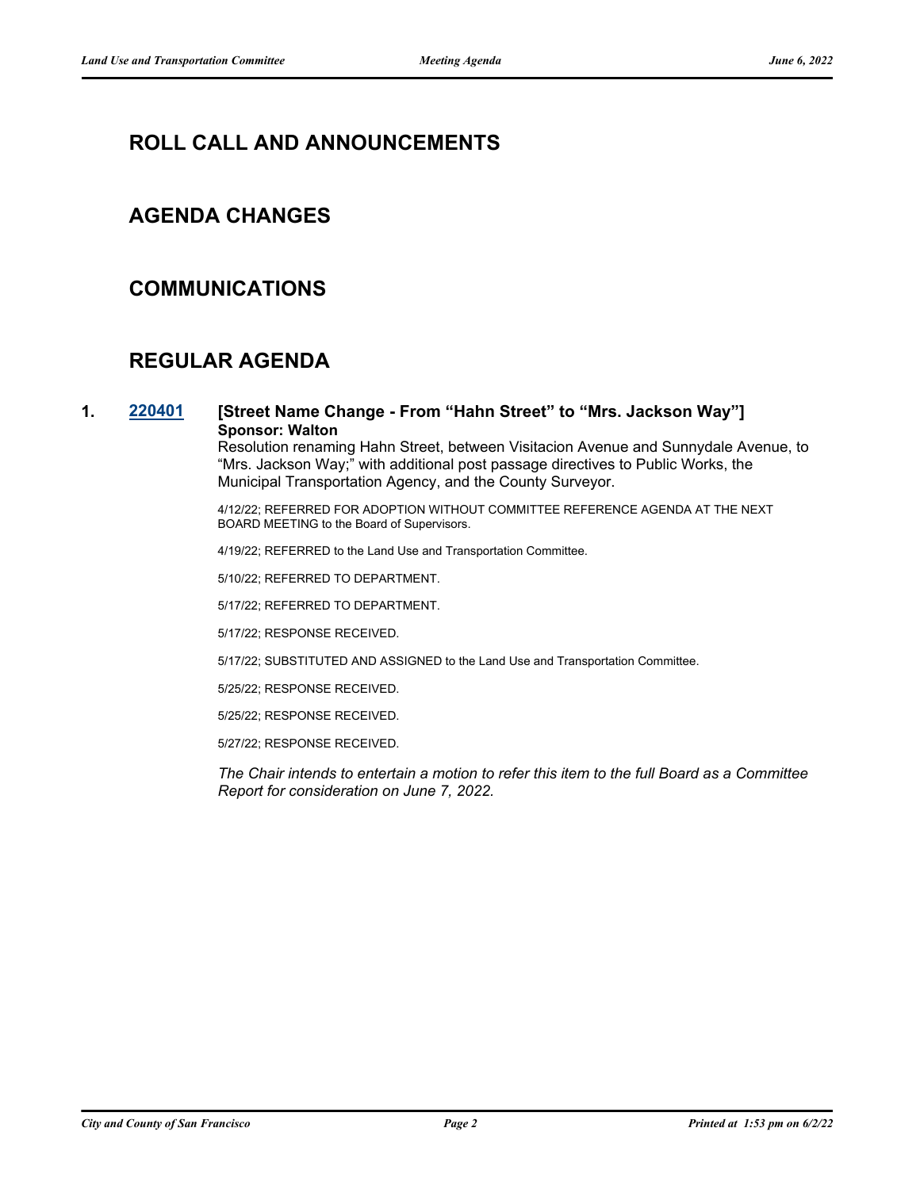## ROLL CALL AND ANNOUNCEMENTS

## AGENDA CHANGES

## COMMUNICATIONS

## REGULAR AGENDA

**1. 220401 [Street Name Change - From "Hahn Street" to "Mrs. Jackson Way"]**
**Sponsor: Walton**

Resolution renaming Hahn Street, between Visitacion Avenue and Sunnydale Avenue, to "Mrs. Jackson Way;" with additional post passage directives to Public Works, the Municipal Transportation Agency, and the County Surveyor.

4/12/22; REFERRED FOR ADOPTION WITHOUT COMMITTEE REFERENCE AGENDA AT THE NEXT BOARD MEETING to the Board of Supervisors.

4/19/22; REFERRED to the Land Use and Transportation Committee.

5/10/22; REFERRED TO DEPARTMENT.

5/17/22; REFERRED TO DEPARTMENT.

5/17/22; RESPONSE RECEIVED.

5/17/22; SUBSTITUTED AND ASSIGNED to the Land Use and Transportation Committee.

5/25/22; RESPONSE RECEIVED.

5/25/22; RESPONSE RECEIVED.

5/27/22; RESPONSE RECEIVED.

*The Chair intends to entertain a motion to refer this item to the full Board as a Committee Report for consideration on June 7, 2022.*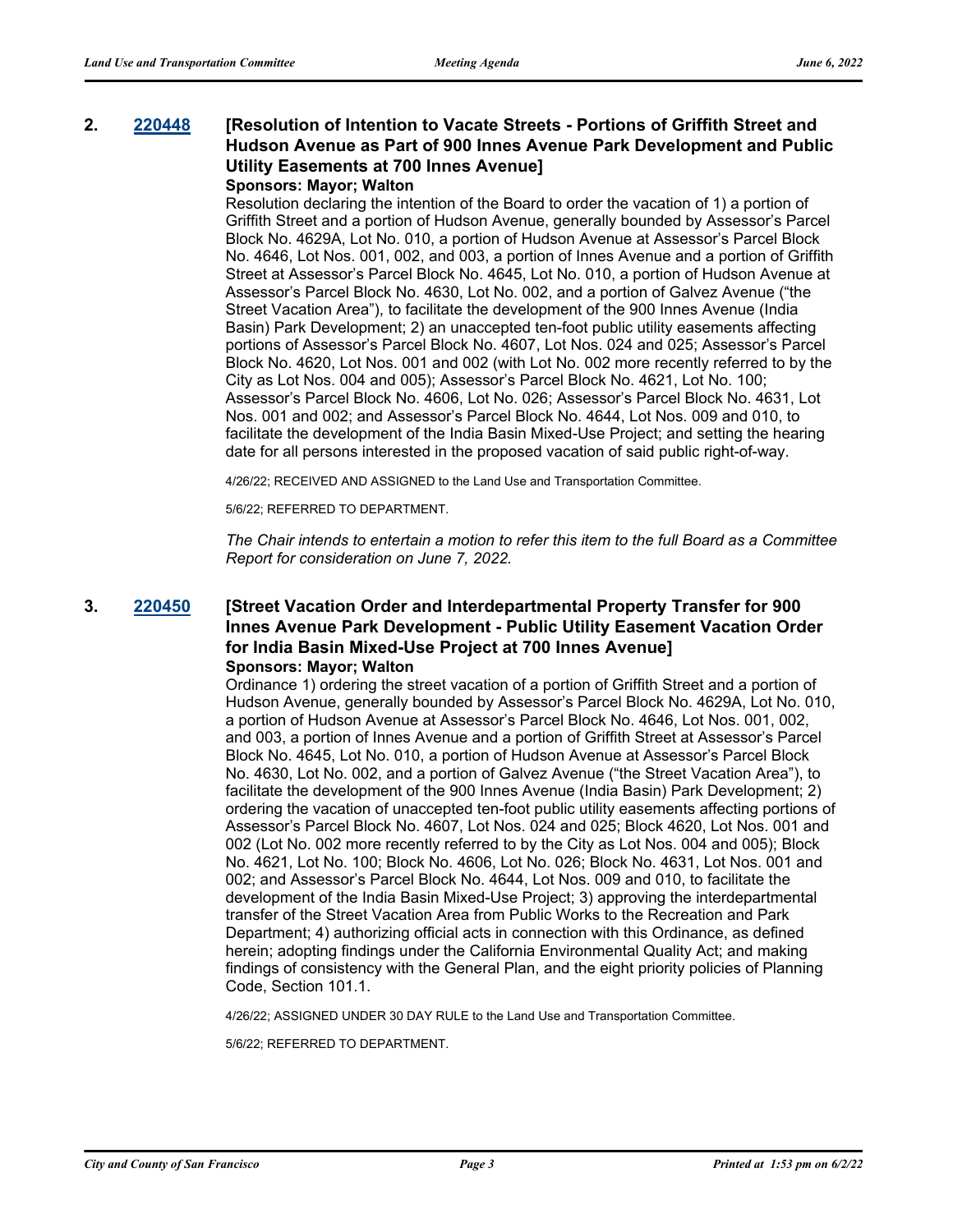**2.** **[220448](220448)** **[Resolution of Intention to Vacate Streets - Portions of Griffith Street and Hudson Avenue as Part of 900 Innes Avenue Park Development and Public Utility Easements at 700 Innes Avenue]**

**Sponsors: Mayor; Walton**

Resolution declaring the intention of the Board to order the vacation of 1) a portion of Griffith Street and a portion of Hudson Avenue, generally bounded by Assessor's Parcel Block No. 4629A, Lot No. 010, a portion of Hudson Avenue at Assessor's Parcel Block No. 4646, Lot Nos. 001, 002, and 003, a portion of Innes Avenue and a portion of Griffith Street at Assessor's Parcel Block No. 4645, Lot No. 010, a portion of Hudson Avenue at Assessor's Parcel Block No. 4630, Lot No. 002, and a portion of Galvez Avenue ("the Street Vacation Area"), to facilitate the development of the 900 Innes Avenue (India Basin) Park Development; 2) an unaccepted ten-foot public utility easements affecting portions of Assessor's Parcel Block No. 4607, Lot Nos. 024 and 025; Assessor's Parcel Block No. 4620, Lot Nos. 001 and 002 (with Lot No. 002 more recently referred to by the City as Lot Nos. 004 and 005); Assessor's Parcel Block No. 4621, Lot No. 100; Assessor's Parcel Block No. 4606, Lot No. 026; Assessor's Parcel Block No. 4631, Lot Nos. 001 and 002; and Assessor's Parcel Block No. 4644, Lot Nos. 009 and 010, to facilitate the development of the India Basin Mixed-Use Project; and setting the hearing date for all persons interested in the proposed vacation of said public right-of-way.

4/26/22; RECEIVED AND ASSIGNED to the Land Use and Transportation Committee.

5/6/22; REFERRED TO DEPARTMENT.

*The Chair intends to entertain a motion to refer this item to the full Board as a Committee Report for consideration on June 7, 2022.*

**3.** **[220450](220450)** **[Street Vacation Order and Interdepartmental Property Transfer for 900 Innes Avenue Park Development - Public Utility Easement Vacation Order for India Basin Mixed-Use Project at 700 Innes Avenue]**

**Sponsors: Mayor; Walton**

Ordinance 1) ordering the street vacation of a portion of Griffith Street and a portion of Hudson Avenue, generally bounded by Assessor's Parcel Block No. 4629A, Lot No. 010, a portion of Hudson Avenue at Assessor's Parcel Block No. 4646, Lot Nos. 001, 002, and 003, a portion of Innes Avenue and a portion of Griffith Street at Assessor's Parcel Block No. 4645, Lot No. 010, a portion of Hudson Avenue at Assessor's Parcel Block No. 4630, Lot No. 002, and a portion of Galvez Avenue ("the Street Vacation Area"), to facilitate the development of the 900 Innes Avenue (India Basin) Park Development; 2) ordering the vacation of unaccepted ten-foot public utility easements affecting portions of Assessor's Parcel Block No. 4607, Lot Nos. 024 and 025; Block 4620, Lot Nos. 001 and 002 (Lot No. 002 more recently referred to by the City as Lot Nos. 004 and 005); Block No. 4621, Lot No. 100; Block No. 4606, Lot No. 026; Block No. 4631, Lot Nos. 001 and 002; and Assessor's Parcel Block No. 4644, Lot Nos. 009 and 010, to facilitate the development of the India Basin Mixed-Use Project; 3) approving the interdepartmental transfer of the Street Vacation Area from Public Works to the Recreation and Park Department; 4) authorizing official acts in connection with this Ordinance, as defined herein; adopting findings under the California Environmental Quality Act; and making findings of consistency with the General Plan, and the eight priority policies of Planning Code, Section 101.1.

4/26/22; ASSIGNED UNDER 30 DAY RULE to the Land Use and Transportation Committee.

5/6/22; REFERRED TO DEPARTMENT.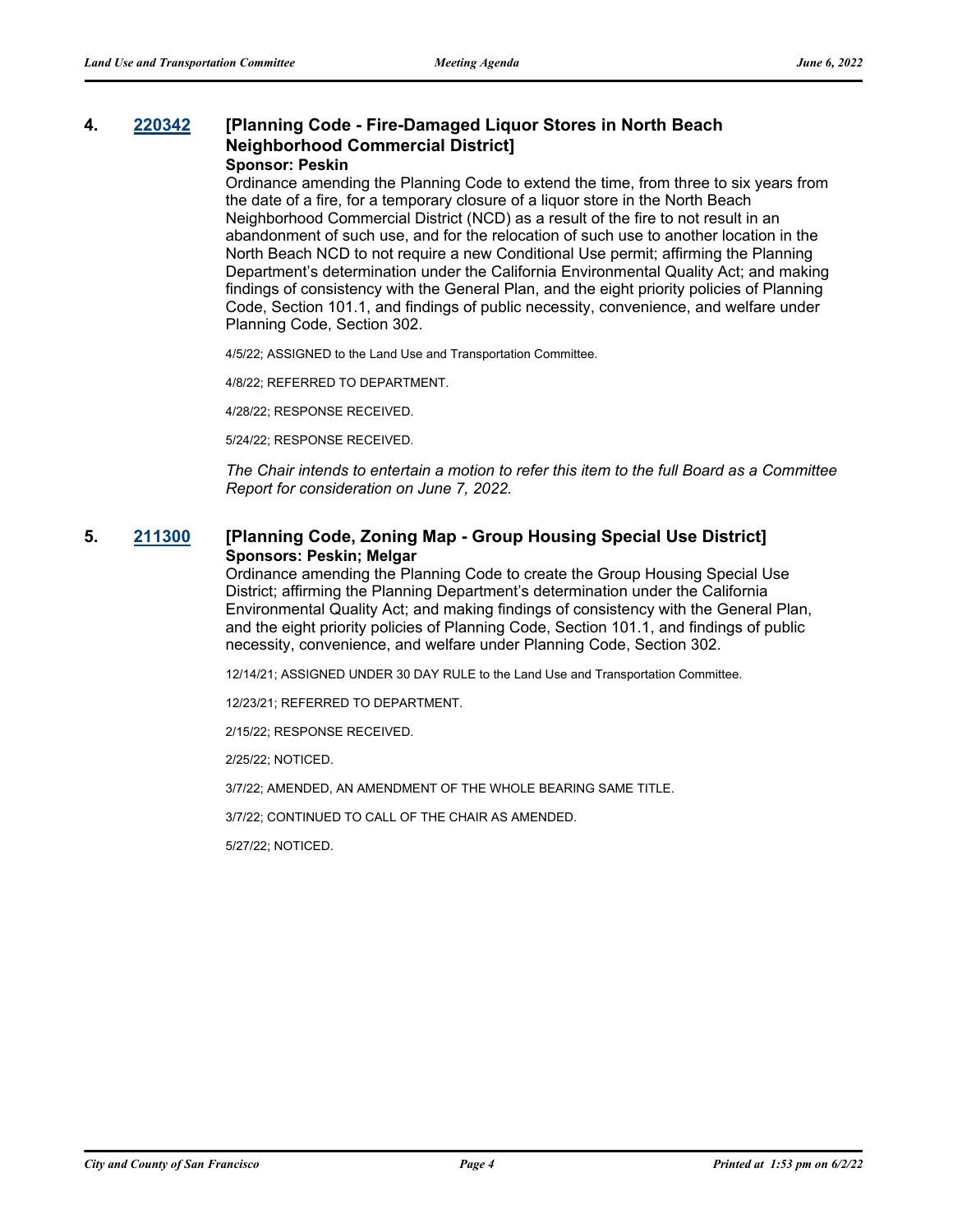### 4. 220342 [Planning Code - Fire-Damaged Liquor Stores in North Beach Neighborhood Commercial District]

**Sponsor: Peskin**

Ordinance amending the Planning Code to extend the time, from three to six years from the date of a fire, for a temporary closure of a liquor store in the North Beach Neighborhood Commercial District (NCD) as a result of the fire to not result in an abandonment of such use, and for the relocation of such use to another location in the North Beach NCD to not require a new Conditional Use permit; affirming the Planning Department's determination under the California Environmental Quality Act; and making findings of consistency with the General Plan, and the eight priority policies of Planning Code, Section 101.1, and findings of public necessity, convenience, and welfare under Planning Code, Section 302.

4/5/22; ASSIGNED to the Land Use and Transportation Committee.

4/8/22; REFERRED TO DEPARTMENT.

4/28/22; RESPONSE RECEIVED.

5/24/22; RESPONSE RECEIVED.

*The Chair intends to entertain a motion to refer this item to the full Board as a Committee Report for consideration on June 7, 2022.*

### 5. 211300 [Planning Code, Zoning Map - Group Housing Special Use District]

**Sponsors: Peskin; Melgar**

Ordinance amending the Planning Code to create the Group Housing Special Use District; affirming the Planning Department's determination under the California Environmental Quality Act; and making findings of consistency with the General Plan, and the eight priority policies of Planning Code, Section 101.1, and findings of public necessity, convenience, and welfare under Planning Code, Section 302.

12/14/21; ASSIGNED UNDER 30 DAY RULE to the Land Use and Transportation Committee.

12/23/21; REFERRED TO DEPARTMENT.

2/15/22; RESPONSE RECEIVED.

2/25/22; NOTICED.

3/7/22; AMENDED, AN AMENDMENT OF THE WHOLE BEARING SAME TITLE.

3/7/22; CONTINUED TO CALL OF THE CHAIR AS AMENDED.

5/27/22; NOTICED.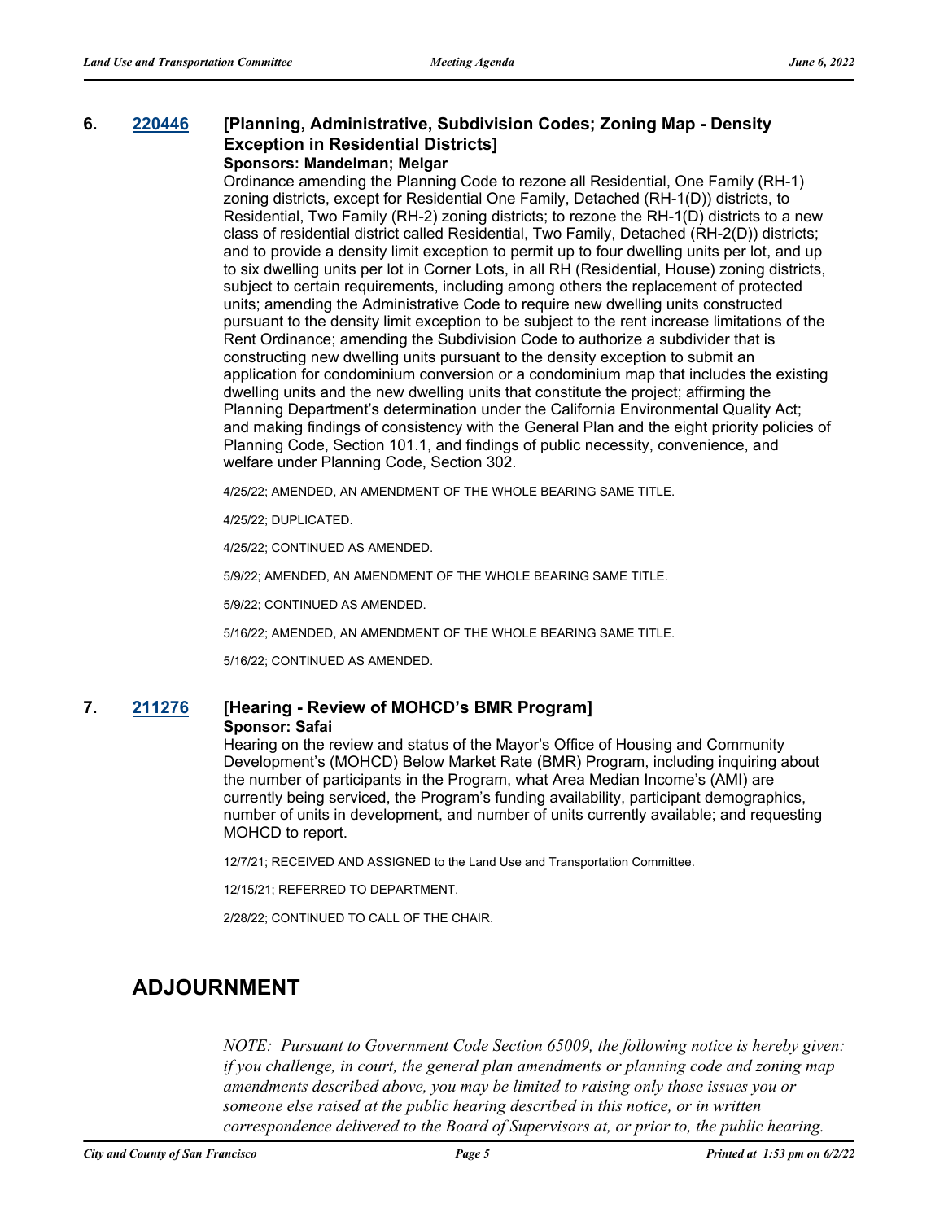**6. [220446](220446) [Planning, Administrative, Subdivision Codes; Zoning Map - Density Exception in Residential Districts]**

**Sponsors: Mandelman; Melgar**

Ordinance amending the Planning Code to rezone all Residential, One Family (RH-1) zoning districts, except for Residential One Family, Detached (RH-1(D)) districts, to Residential, Two Family (RH-2) zoning districts; to rezone the RH-1(D) districts to a new class of residential district called Residential, Two Family, Detached (RH-2(D)) districts; and to provide a density limit exception to permit up to four dwelling units per lot, and up to six dwelling units per lot in Corner Lots, in all RH (Residential, House) zoning districts, subject to certain requirements, including among others the replacement of protected units; amending the Administrative Code to require new dwelling units constructed pursuant to the density limit exception to be subject to the rent increase limitations of the Rent Ordinance; amending the Subdivision Code to authorize a subdivider that is constructing new dwelling units pursuant to the density exception to submit an application for condominium conversion or a condominium map that includes the existing dwelling units and the new dwelling units that constitute the project; affirming the Planning Department's determination under the California Environmental Quality Act; and making findings of consistency with the General Plan and the eight priority policies of Planning Code, Section 101.1, and findings of public necessity, convenience, and welfare under Planning Code, Section 302.

4/25/22; AMENDED, AN AMENDMENT OF THE WHOLE BEARING SAME TITLE.

4/25/22; DUPLICATED.

4/25/22; CONTINUED AS AMENDED.

5/9/22; AMENDED, AN AMENDMENT OF THE WHOLE BEARING SAME TITLE.

5/9/22; CONTINUED AS AMENDED.

5/16/22; AMENDED, AN AMENDMENT OF THE WHOLE BEARING SAME TITLE.

5/16/22; CONTINUED AS AMENDED.

**7. [211276](211276) [Hearing - Review of MOHCD's BMR Program]**

**Sponsor: Safai**

Hearing on the review and status of the Mayor's Office of Housing and Community Development's (MOHCD) Below Market Rate (BMR) Program, including inquiring about the number of participants in the Program, what Area Median Income's (AMI) are currently being serviced, the Program's funding availability, participant demographics, number of units in development, and number of units currently available; and requesting MOHCD to report.

12/7/21; RECEIVED AND ASSIGNED to the Land Use and Transportation Committee.

12/15/21; REFERRED TO DEPARTMENT.

2/28/22; CONTINUED TO CALL OF THE CHAIR.

## ADJOURNMENT

*NOTE: Pursuant to Government Code Section 65009, the following notice is hereby given: if you challenge, in court, the general plan amendments or planning code and zoning map amendments described above, you may be limited to raising only those issues you or someone else raised at the public hearing described in this notice, or in written correspondence delivered to the Board of Supervisors at, or prior to, the public hearing.*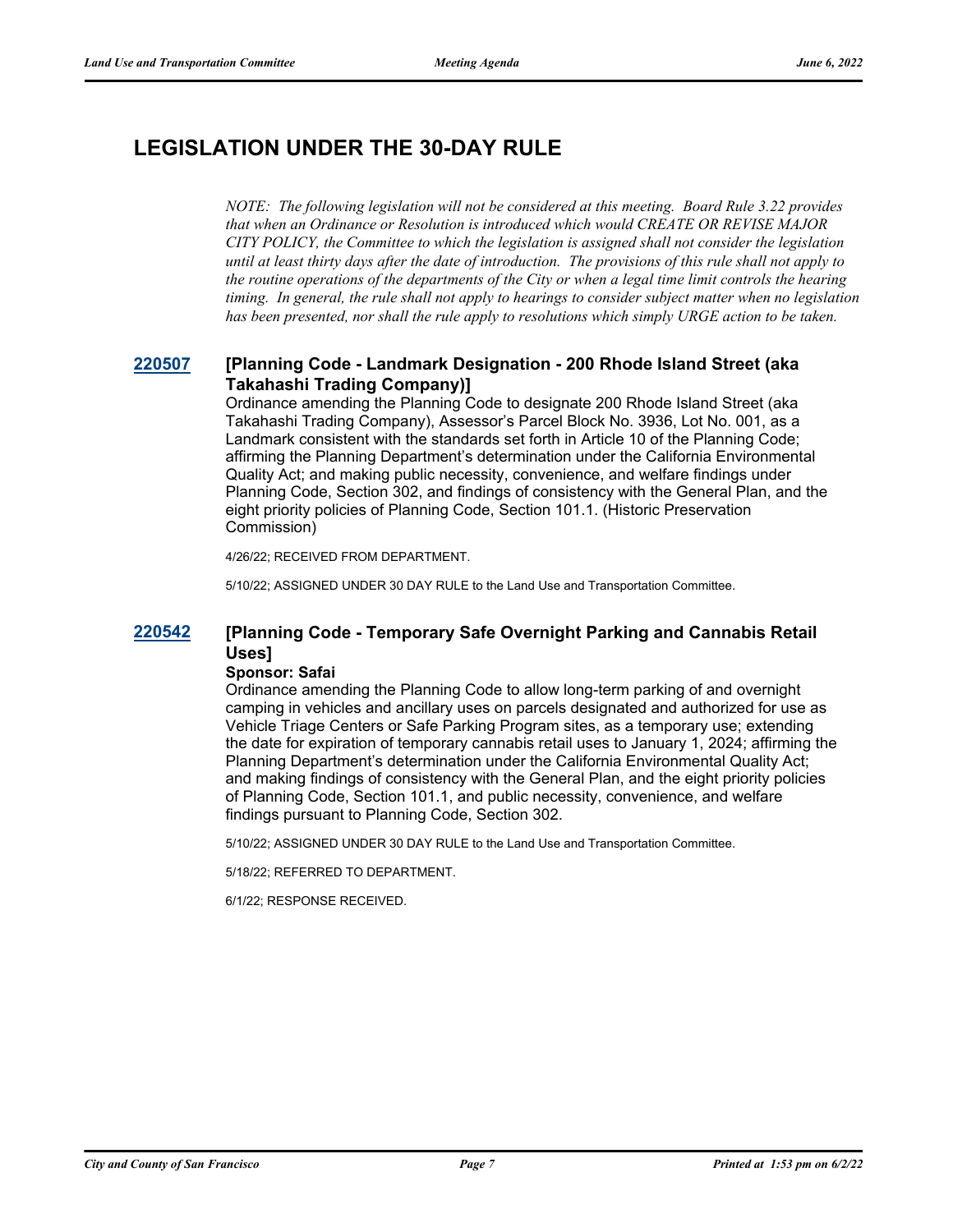# LEGISLATION UNDER THE 30-DAY RULE

*NOTE: The following legislation will not be considered at this meeting. Board Rule 3.22 provides that when an Ordinance or Resolution is introduced which would CREATE OR REVISE MAJOR CITY POLICY, the Committee to which the legislation is assigned shall not consider the legislation until at least thirty days after the date of introduction. The provisions of this rule shall not apply to the routine operations of the departments of the City or when a legal time limit controls the hearing timing. In general, the rule shall not apply to hearings to consider subject matter when no legislation has been presented, nor shall the rule apply to resolutions which simply URGE action to be taken.*

### 220507 [Planning Code - Landmark Designation - 200 Rhode Island Street (aka Takahashi Trading Company)]

Ordinance amending the Planning Code to designate 200 Rhode Island Street (aka Takahashi Trading Company), Assessor's Parcel Block No. 3936, Lot No. 001, as a Landmark consistent with the standards set forth in Article 10 of the Planning Code; affirming the Planning Department's determination under the California Environmental Quality Act; and making public necessity, convenience, and welfare findings under Planning Code, Section 302, and findings of consistency with the General Plan, and the eight priority policies of Planning Code, Section 101.1. (Historic Preservation Commission)

4/26/22; RECEIVED FROM DEPARTMENT.

5/10/22; ASSIGNED UNDER 30 DAY RULE to the Land Use and Transportation Committee.

### 220542 [Planning Code - Temporary Safe Overnight Parking and Cannabis Retail Uses]

**Sponsor: Safai**

Ordinance amending the Planning Code to allow long-term parking of and overnight camping in vehicles and ancillary uses on parcels designated and authorized for use as Vehicle Triage Centers or Safe Parking Program sites, as a temporary use; extending the date for expiration of temporary cannabis retail uses to January 1, 2024; affirming the Planning Department's determination under the California Environmental Quality Act; and making findings of consistency with the General Plan, and the eight priority policies of Planning Code, Section 101.1, and public necessity, convenience, and welfare findings pursuant to Planning Code, Section 302.

5/10/22; ASSIGNED UNDER 30 DAY RULE to the Land Use and Transportation Committee.

5/18/22; REFERRED TO DEPARTMENT.

6/1/22; RESPONSE RECEIVED.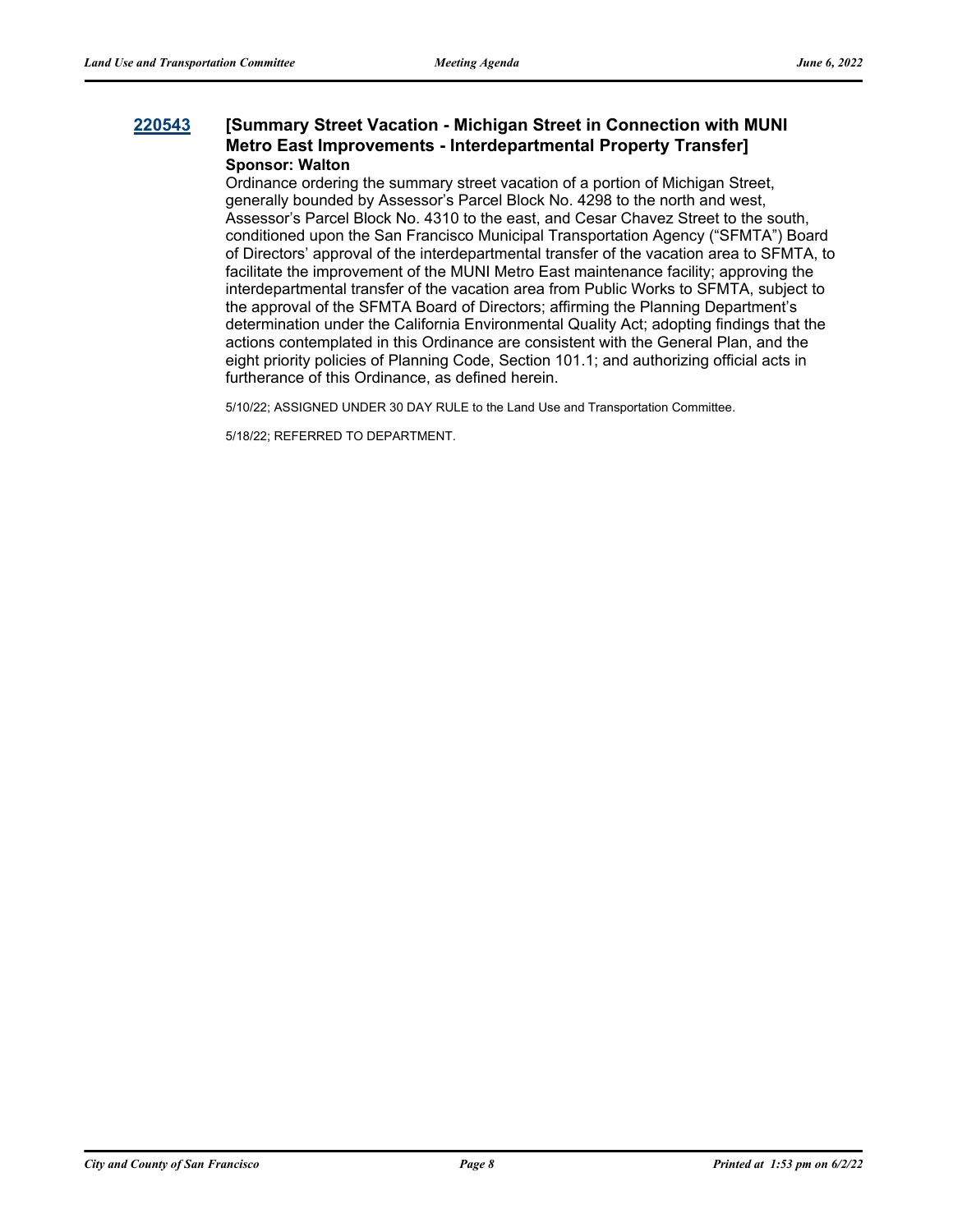**220543** **[Summary Street Vacation - Michigan Street in Connection with MUNI Metro East Improvements - Interdepartmental Property Transfer]**

**Sponsor: Walton**

Ordinance ordering the summary street vacation of a portion of Michigan Street, generally bounded by Assessor's Parcel Block No. 4298 to the north and west, Assessor's Parcel Block No. 4310 to the east, and Cesar Chavez Street to the south, conditioned upon the San Francisco Municipal Transportation Agency ("SFMTA") Board of Directors' approval of the interdepartmental transfer of the vacation area to SFMTA, to facilitate the improvement of the MUNI Metro East maintenance facility; approving the interdepartmental transfer of the vacation area from Public Works to SFMTA, subject to the approval of the SFMTA Board of Directors; affirming the Planning Department's determination under the California Environmental Quality Act; adopting findings that the actions contemplated in this Ordinance are consistent with the General Plan, and the eight priority policies of Planning Code, Section 101.1; and authorizing official acts in furtherance of this Ordinance, as defined herein.

5/10/22; ASSIGNED UNDER 30 DAY RULE to the Land Use and Transportation Committee.

5/18/22; REFERRED TO DEPARTMENT.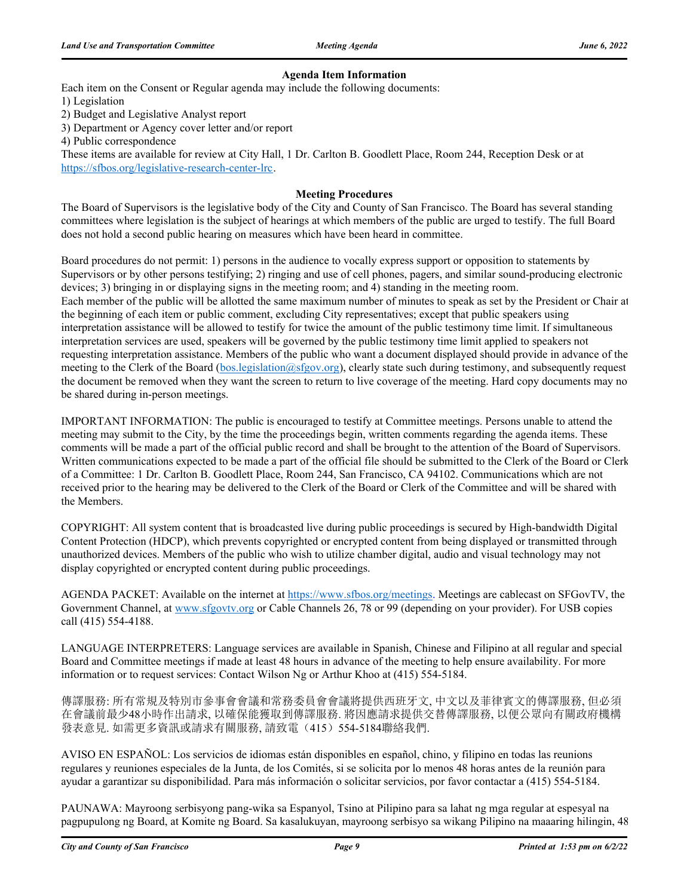### Agenda Item Information

Each item on the Consent or Regular agenda may include the following documents:

1) Legislation
2) Budget and Legislative Analyst report
3) Department or Agency cover letter and/or report
4) Public correspondence

These items are available for review at City Hall, 1 Dr. Carlton B. Goodlett Place, Room 244, Reception Desk or at https://sfbos.org/legislative-research-center-lrc.

### Meeting Procedures

The Board of Supervisors is the legislative body of the City and County of San Francisco. The Board has several standing committees where legislation is the subject of hearings at which members of the public are urged to testify. The full Board does not hold a second public hearing on measures which have been heard in committee.

Board procedures do not permit: 1) persons in the audience to vocally express support or opposition to statements by Supervisors or by other persons testifying; 2) ringing and use of cell phones, pagers, and similar sound-producing electronic devices; 3) bringing in or displaying signs in the meeting room; and 4) standing in the meeting room.
Each member of the public will be allotted the same maximum number of minutes to speak as set by the President or Chair at the beginning of each item or public comment, excluding City representatives; except that public speakers using interpretation assistance will be allowed to testify for twice the amount of the public testimony time limit. If simultaneous interpretation services are used, speakers will be governed by the public testimony time limit applied to speakers not requesting interpretation assistance. Members of the public who want a document displayed should provide in advance of the meeting to the Clerk of the Board (bos.legislation@sfgov.org), clearly state such during testimony, and subsequently request the document be removed when they want the screen to return to live coverage of the meeting. Hard copy documents may not be shared during in-person meetings.

IMPORTANT INFORMATION: The public is encouraged to testify at Committee meetings. Persons unable to attend the meeting may submit to the City, by the time the proceedings begin, written comments regarding the agenda items. These comments will be made a part of the official public record and shall be brought to the attention of the Board of Supervisors. Written communications expected to be made a part of the official file should be submitted to the Clerk of the Board or Clerk of a Committee: 1 Dr. Carlton B. Goodlett Place, Room 244, San Francisco, CA 94102. Communications which are not received prior to the hearing may be delivered to the Clerk of the Board or Clerk of the Committee and will be shared with the Members.

COPYRIGHT: All system content that is broadcasted live during public proceedings is secured by High-bandwidth Digital Content Protection (HDCP), which prevents copyrighted or encrypted content from being displayed or transmitted through unauthorized devices. Members of the public who wish to utilize chamber digital, audio and visual technology may not display copyrighted or encrypted content during public proceedings.

AGENDA PACKET: Available on the internet at https://www.sfbos.org/meetings. Meetings are cablecast on SFGovTV, the Government Channel, at www.sfgovtv.org or Cable Channels 26, 78 or 99 (depending on your provider). For USB copies call (415) 554-4188.

LANGUAGE INTERPRETERS: Language services are available in Spanish, Chinese and Filipino at all regular and special Board and Committee meetings if made at least 48 hours in advance of the meeting to help ensure availability. For more information or to request services: Contact Wilson Ng or Arthur Khoo at (415) 554-5184.

傳譯服務: 所有常規及特別市參事會會議和常務委員會會議將提供西班牙文, 中文以及菲律賓文的傳譯服務, 但必須在會議前最少48小時作出請求, 以確保能獲取到傳譯服務. 將因應請求提供交替傳譯服務, 以便公眾向有關政府機構發表意見. 如需更多資訊或請求有關服務, 請致電（415）554-5184聯絡我們.

AVISO EN ESPAÑOL: Los servicios de idiomas están disponibles en español, chino, y filipino en todas las reunions regulares y reuniones especiales de la Junta, de los Comités, si se solicita por lo menos 48 horas antes de la reunión para ayudar a garantizar su disponibilidad. Para más información o solicitar servicios, por favor contactar a (415) 554-5184.

PAUNAWA: Mayroong serbisyong pang-wika sa Espanyol, Tsino at Pilipino para sa lahat ng mga regular at espesyal na pagpupulong ng Board, at Komite ng Board. Sa kasalukuyan, mayroong serbisyo sa wikang Pilipino na maaaring hilingin, 48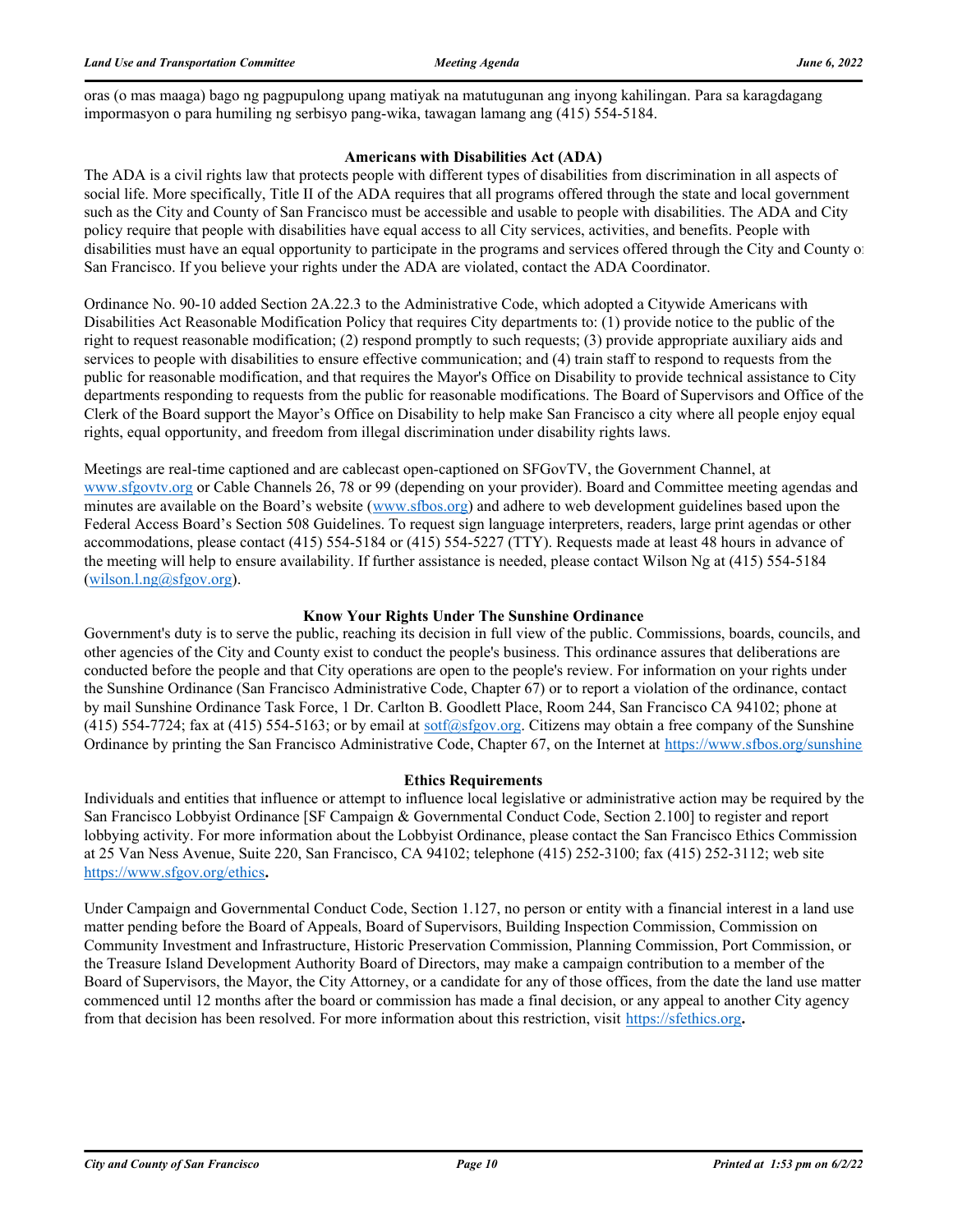oras (o mas maaga) bago ng pagpupulong upang matiyak na matutugunan ang inyong kahilingan. Para sa karagdagang impormasyon o para humiling ng serbisyo pang-wika, tawagan lamang ang (415) 554-5184.

### Americans with Disabilities Act (ADA)

The ADA is a civil rights law that protects people with different types of disabilities from discrimination in all aspects of social life. More specifically, Title II of the ADA requires that all programs offered through the state and local government such as the City and County of San Francisco must be accessible and usable to people with disabilities. The ADA and City policy require that people with disabilities have equal access to all City services, activities, and benefits. People with disabilities must have an equal opportunity to participate in the programs and services offered through the City and County of San Francisco. If you believe your rights under the ADA are violated, contact the ADA Coordinator.

Ordinance No. 90-10 added Section 2A.22.3 to the Administrative Code, which adopted a Citywide Americans with Disabilities Act Reasonable Modification Policy that requires City departments to: (1) provide notice to the public of the right to request reasonable modification; (2) respond promptly to such requests; (3) provide appropriate auxiliary aids and services to people with disabilities to ensure effective communication; and (4) train staff to respond to requests from the public for reasonable modification, and that requires the Mayor's Office on Disability to provide technical assistance to City departments responding to requests from the public for reasonable modifications. The Board of Supervisors and Office of the Clerk of the Board support the Mayor's Office on Disability to help make San Francisco a city where all people enjoy equal rights, equal opportunity, and freedom from illegal discrimination under disability rights laws.

Meetings are real-time captioned and are cablecast open-captioned on SFGovTV, the Government Channel, at www.sfgovtv.org or Cable Channels 26, 78 or 99 (depending on your provider). Board and Committee meeting agendas and minutes are available on the Board's website (www.sfbos.org) and adhere to web development guidelines based upon the Federal Access Board's Section 508 Guidelines. To request sign language interpreters, readers, large print agendas or other accommodations, please contact (415) 554-5184 or (415) 554-5227 (TTY). Requests made at least 48 hours in advance of the meeting will help to ensure availability. If further assistance is needed, please contact Wilson Ng at (415) 554-5184 (wilson.l.ng@sfgov.org).

### Know Your Rights Under The Sunshine Ordinance

Government's duty is to serve the public, reaching its decision in full view of the public. Commissions, boards, councils, and other agencies of the City and County exist to conduct the people's business. This ordinance assures that deliberations are conducted before the people and that City operations are open to the people's review. For information on your rights under the Sunshine Ordinance (San Francisco Administrative Code, Chapter 67) or to report a violation of the ordinance, contact by mail Sunshine Ordinance Task Force, 1 Dr. Carlton B. Goodlett Place, Room 244, San Francisco CA 94102; phone at (415) 554-7724; fax at (415) 554-5163; or by email at sotf@sfgov.org. Citizens may obtain a free company of the Sunshine Ordinance by printing the San Francisco Administrative Code, Chapter 67, on the Internet at https://www.sfbos.org/sunshine

### Ethics Requirements

Individuals and entities that influence or attempt to influence local legislative or administrative action may be required by the San Francisco Lobbyist Ordinance [SF Campaign & Governmental Conduct Code, Section 2.100] to register and report lobbying activity. For more information about the Lobbyist Ordinance, please contact the San Francisco Ethics Commission at 25 Van Ness Avenue, Suite 220, San Francisco, CA 94102; telephone (415) 252-3100; fax (415) 252-3112; web site https://www.sfgov.org/ethics**.**

Under Campaign and Governmental Conduct Code, Section 1.127, no person or entity with a financial interest in a land use matter pending before the Board of Appeals, Board of Supervisors, Building Inspection Commission, Commission on Community Investment and Infrastructure, Historic Preservation Commission, Planning Commission, Port Commission, or the Treasure Island Development Authority Board of Directors, may make a campaign contribution to a member of the Board of Supervisors, the Mayor, the City Attorney, or a candidate for any of those offices, from the date the land use matter commenced until 12 months after the board or commission has made a final decision, or any appeal to another City agency from that decision has been resolved. For more information about this restriction, visit https://sfethics.org**.**